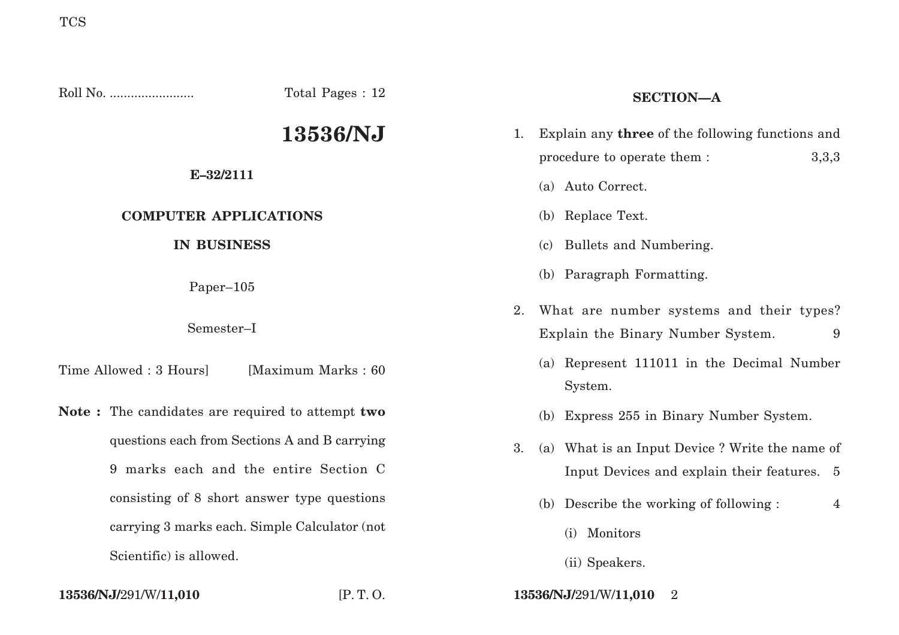Roll No. ........................ Total Pages : 12

# 13536/NJ

**E–32/2111**

**COMPUTER APPLICATIONS**

**IN BUSINESS**

Paper–105

Semester–I

Time Allowed : 3 Hours] [Maximum Marks : 60

**Note :** The candidates are required to attempt **two** questions each from Sections A and B carrying 9 marks each and the entire Section C consisting of 8 short answer type questions carrying 3 marks each. Simple Calculator (not Scientific) is allowed.

## SECTION—A

1. Explain any **three** of the following functions and procedure to operate them : 3,3,3

   (a) Auto Correct.

   (b) Replace Text.

   (c) Bullets and Numbering.

   (b) Paragraph Formatting.

2. What are number systems and their types? Explain the Binary Number System. 9

   (a) Represent 111011 in the Decimal Number System.

   (b) Express 255 in Binary Number System.

3. (a) What is an Input Device ? Write the name of Input Devices and explain their features. 5

   (b) Describe the working of following : 4

   (i) Monitors

   (ii) Speakers.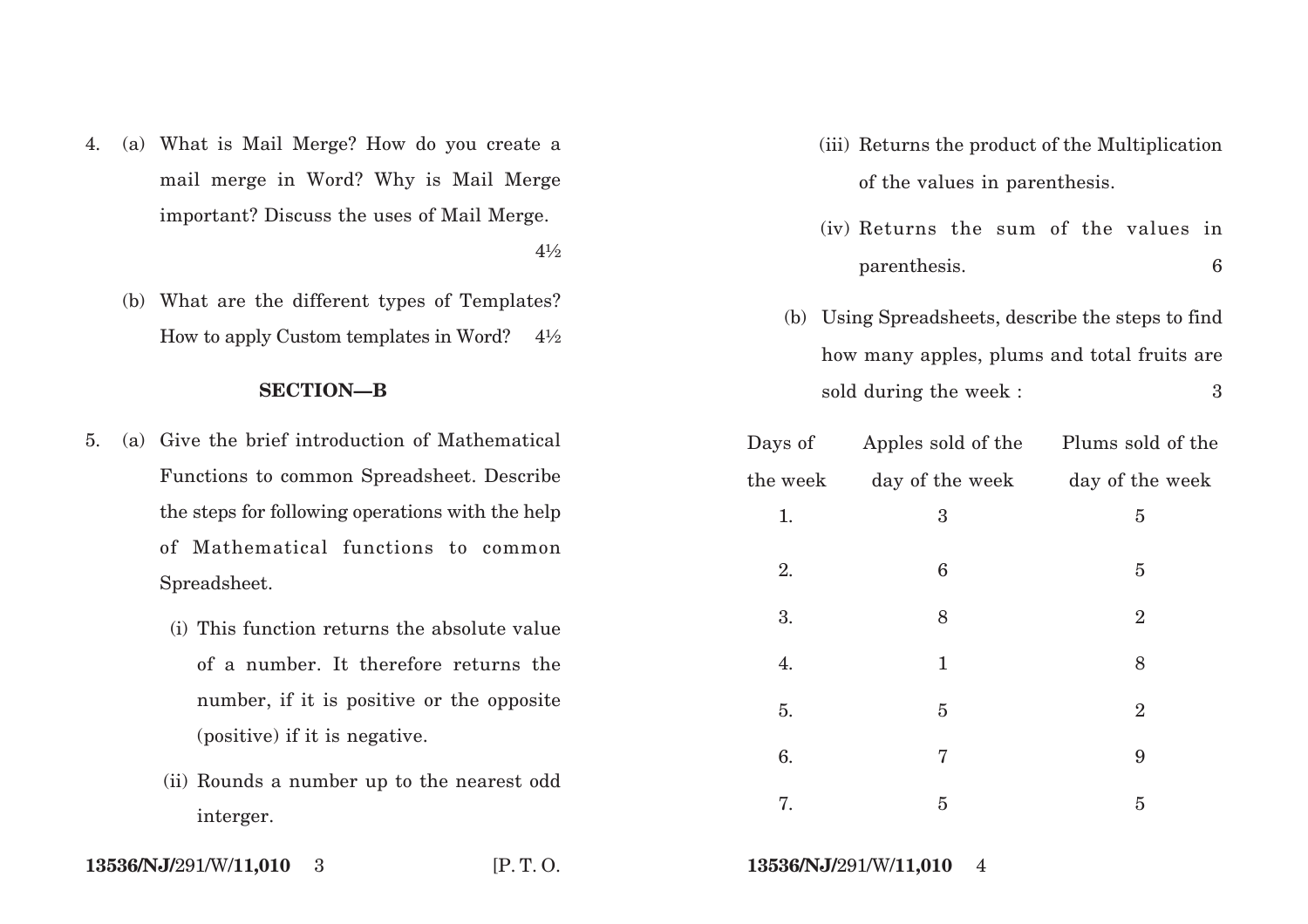4. (a) What is Mail Merge? How do you create a mail merge in Word? Why is Mail Merge important? Discuss the uses of Mail Merge. 4½

   (b) What are the different types of Templates? How to apply Custom templates in Word? 4½

## SECTION—B

5. (a) Give the brief introduction of Mathematical Functions to common Spreadsheet. Describe the steps for following operations with the help of Mathematical functions to common Spreadsheet.

   (i) This function returns the absolute value of a number. It therefore returns the number, if it is positive or the opposite (positive) if it is negative.

   (ii) Rounds a number up to the nearest odd interger.

   (iii) Returns the product of the Multiplication of the values in parenthesis.

   (iv) Returns the sum of the values in parenthesis. 6

   (b) Using Spreadsheets, describe the steps to find how many apples, plums and total fruits are sold during the week : 3

| Days of the week | Apples sold of the day of the week | Plums sold of the day of the week |
|---|---|---|
| 1. | 3 | 5 |
| 2. | 6 | 5 |
| 3. | 8 | 2 |
| 4. | 1 | 8 |
| 5. | 5 | 2 |
| 6. | 7 | 9 |
| 7. | 5 | 5 |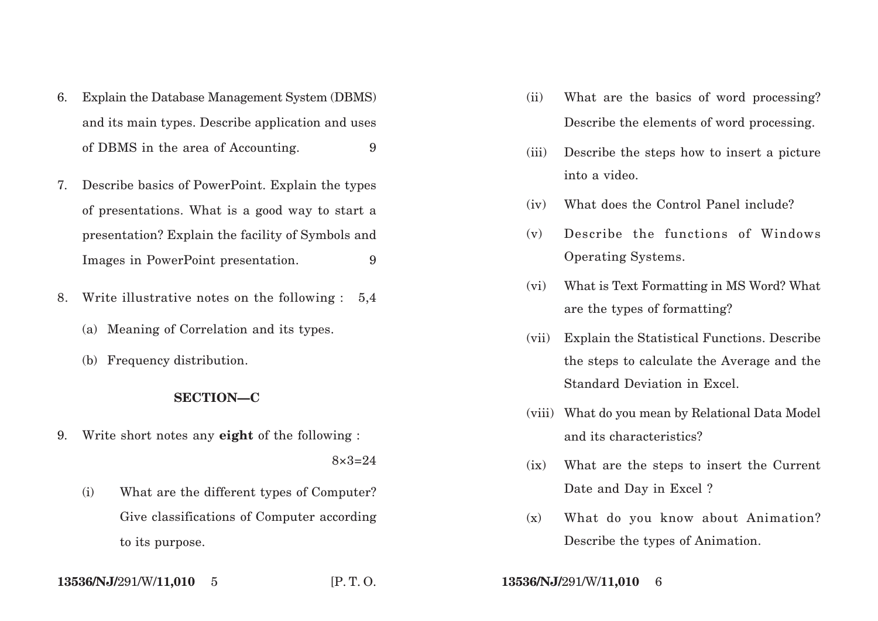6. Explain the Database Management System (DBMS) and its main types. Describe application and uses of DBMS in the area of Accounting. 9

7. Describe basics of PowerPoint. Explain the types of presentations. What is a good way to start a presentation? Explain the facility of Symbols and Images in PowerPoint presentation. 9

8. Write illustrative notes on the following : 5,4

   (a) Meaning of Correlation and its types.

   (b) Frequency distribution.

## SECTION—C

9. Write short notes any **eight** of the following :

   8×3=24

   (i) What are the different types of Computer? Give classifications of Computer according to its purpose.

   (ii) What are the basics of word processing? Describe the elements of word processing.

   (iii) Describe the steps how to insert a picture into a video.

   (iv) What does the Control Panel include?

   (v) Describe the functions of Windows Operating Systems.

   (vi) What is Text Formatting in MS Word? What are the types of formatting?

   (vii) Explain the Statistical Functions. Describe the steps to calculate the Average and the Standard Deviation in Excel.

   (viii) What do you mean by Relational Data Model and its characteristics?

   (ix) What are the steps to insert the Current Date and Day in Excel ?

   (x) What do you know about Animation? Describe the types of Animation.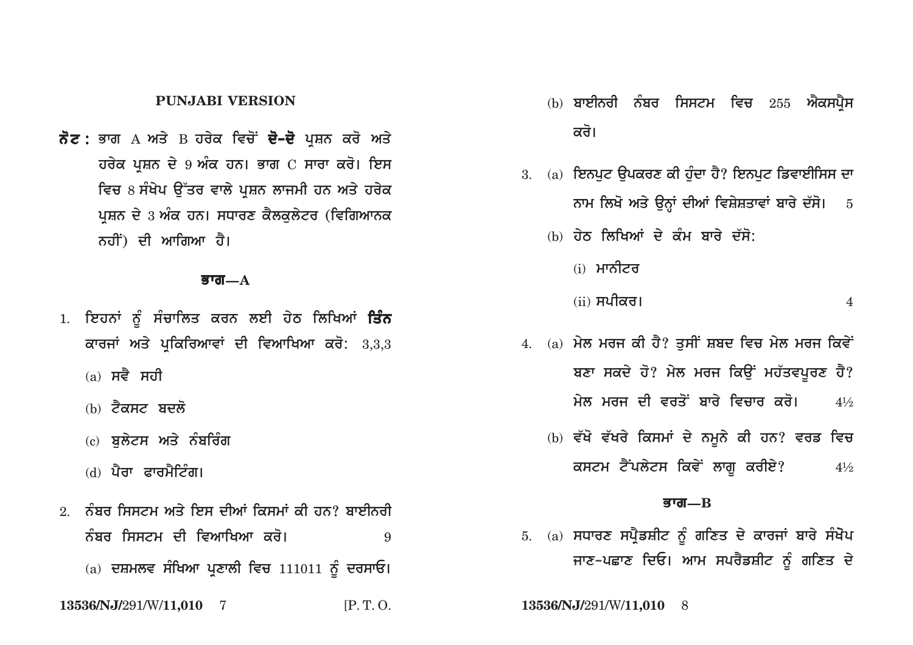## PUNJABI VERSION

**ਨੋਟ :** ਭਾਗ A ਅਤੇ B ਹਰੇਕ ਵਿਚੋਂ **ਦੋ-ਦੋ** ਪ੍ਰਸ਼ਨ ਕਰੋ ਅਤੇ ਹਰੇਕ ਪ੍ਰਸ਼ਨ ਦੇ 9 ਅੰਕ ਹਨ। ਭਾਗ C ਸਾਰਾ ਕਰੋ। ਇਸ ਵਿਚ 8 ਸੰਖੇਪ ਉੱਤਰ ਵਾਲੇ ਪ੍ਰਸ਼ਨ ਲਾਜਮੀ ਹਨ ਅਤੇ ਹਰੇਕ ਪ੍ਰਸ਼ਨ ਦੇ 3 ਅੰਕ ਹਨ। ਸਧਾਰਣ ਕੈਲਕੁਲੇਟਰ (ਵਿਗਿਆਨਕ ਨਹੀਂ) ਦੀ ਆਗਿਆ ਹੈ।

### ਭਾਗ—A

1. ਇਹਨਾਂ ਨੂੰ ਸੰਚਾਲਿਤ ਕਰਨ ਲਈ ਹੇਠ ਲਿਖਿਆਂ **ਤਿੰਨ** ਕਾਰਜਾਂ ਅਤੇ ਪ੍ਰਕਿਰਿਆਵਾਂ ਦੀ ਵਿਆਖਿਆ ਕਰੋ: 3,3,3
   - (a) ਸਵੈ ਸਹੀ
   - (b) ਟੈਕਸਟ ਬਦਲੋ
   - (c) ਬੁਲੇਟਸ ਅਤੇ ਨੰਬਰਿੰਗ
   - (d) ਪੈਰਾ ਫਾਰਮੈਟਿੰਗ।

2. ਨੰਬਰ ਸਿਸਟਮ ਅਤੇ ਇਸ ਦੀਆਂ ਕਿਸਮਾਂ ਕੀ ਹਨ? ਬਾਈਨਰੀ ਨੰਬਰ ਸਿਸਟਮ ਦੀ ਵਿਆਖਿਆ ਕਰੋ। 9
   - (a) ਦਸ਼ਮਲਵ ਸੰਖਿਆ ਪ੍ਰਣਾਲੀ ਵਿਚ 111011 ਨੂੰ ਦਰਸਾਓ।
   - (b) ਬਾਈਨਰੀ ਨੰਬਰ ਸਿਸਟਮ ਵਿਚ 255 ਐਕਸਪ੍ਰੈਸ ਕਰੋ।

3. (a) ਇਨਪੁਟ ਉਪਕਰਣ ਕੀ ਹੁੰਦਾ ਹੈ? ਇਨਪੁਟ ਡਿਵਾਈਸਿਸ ਦਾ ਨਾਮ ਲਿਖੋ ਅਤੇ ਉਨ੍ਹਾਂ ਦੀਆਂ ਵਿਸ਼ੇਸ਼ਤਾਵਾਂ ਬਾਰੇ ਦੱਸੋ। 5

   (b) ਹੇਠ ਲਿਖਿਆਂ ਦੇ ਕੰਮ ਬਾਰੇ ਦੱਸੋ:
   - (i) ਮਾਨੀਟਰ
   - (ii) ਸਪੀਕਰ। 4

4. (a) ਮੇਲ ਮਰਜ ਕੀ ਹੈ? ਤੁਸੀਂ ਸ਼ਬਦ ਵਿਚ ਮੇਲ ਮਰਜ ਕਿਵੇਂ ਬਣਾ ਸਕਦੇ ਹੋ? ਮੇਲ ਮਰਜ ਕਿਉਂ ਮਹੱਤਵਪੂਰਣ ਹੈ? ਮੇਲ ਮਰਜ ਦੀ ਵਰਤੋਂ ਬਾਰੇ ਵਿਚਾਰ ਕਰੋ। 4½

   (b) ਵੱਖੋ ਵੱਖਰੇ ਕਿਸਮਾਂ ਦੇ ਨਮੂਨੇ ਕੀ ਹਨ? ਵਰਡ ਵਿਚ ਕਸਟਮ ਟੈਂਪਲੇਟਸ ਕਿਵੇਂ ਲਾਗੂ ਕਰੀਏ? 4½

### ਭਾਗ—B

5. (a) ਸਧਾਰਣ ਸਪ੍ਰੈਡਸ਼ੀਟ ਨੂੰ ਗਣਿਤ ਦੇ ਕਾਰਜਾਂ ਬਾਰੇ ਸੰਖੇਪ ਜਾਣ-ਪਛਾਣ ਦਿਓ। ਆਮ ਸਪਰੈਡਸ਼ੀਟ ਨੂੰ ਗਣਿਤ ਦੇ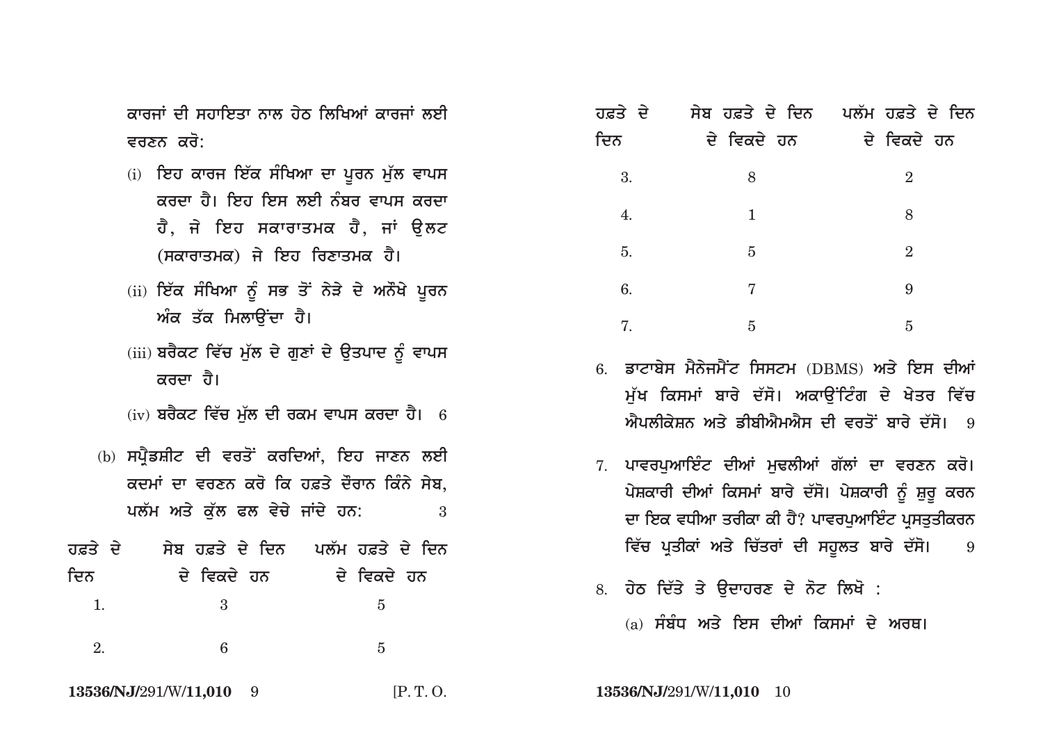ਕਾਰਜਾਂ ਦੀ ਸਹਾਇਤਾ ਨਾਲ ਹੇਠ ਲਿਖਿਆਂ ਕਾਰਜਾਂ ਲਈ ਵਰਣਨ ਕਰੋ:

(i) ਇਹ ਕਾਰਜ ਇੱਕ ਸੰਖਿਆ ਦਾ ਪੂਰਨ ਮੁੱਲ ਵਾਪਸ ਕਰਦਾ ਹੈ। ਇਹ ਇਸ ਲਈ ਨੰਬਰ ਵਾਪਸ ਕਰਦਾ ਹੈ, ਜੇ ਇਹ ਸਕਾਰਾਤਮਕ ਹੈ, ਜਾਂ ਉਲਟ (ਸਕਾਰਾਤਮਕ) ਜੇ ਇਹ ਰਿਣਾਤਮਕ ਹੈ।

(ii) ਇੱਕ ਸੰਖਿਆ ਨੂੰ ਸਭ ਤੋਂ ਨੇੜੇ ਦੇ ਅਨੋਖੇ ਪੂਰਨ ਅੰਕ ਤੱਕ ਮਿਲਾਉਂਦਾ ਹੈ।

(iii) ਬਰੈਕਟ ਵਿੱਚ ਮੁੱਲ ਦੇ ਗੁਣਾਂ ਦੇ ਉਤਪਾਦ ਨੂੰ ਵਾਪਸ ਕਰਦਾ ਹੈ।

(iv) ਬਰੈਕਟ ਵਿੱਚ ਮੁੱਲ ਦੀ ਰਕਮ ਵਾਪਸ ਕਰਦਾ ਹੈ। 6

(b) ਸਪ੍ਰੈਡਸ਼ੀਟ ਦੀ ਵਰਤੋਂ ਕਰਦਿਆਂ, ਇਹ ਜਾਣਨ ਲਈ ਕਦਮਾਂ ਦਾ ਵਰਣਨ ਕਰੋ ਕਿ ਹਫ਼ਤੇ ਦੌਰਾਨ ਕਿੰਨੇ ਸੇਬ, ਪਲੱਮ ਅਤੇ ਕੁੱਲ ਫਲ ਵੇਚੇ ਜਾਂਦੇ ਹਨ: 3

| ਹਫ਼ਤੇ ਦੇ ਦਿਨ | ਸੇਬ ਹਫ਼ਤੇ ਦੇ ਦਿਨ ਦੇ ਵਿਕਦੇ ਹਨ | ਪਲੱਮ ਹਫ਼ਤੇ ਦੇ ਦਿਨ ਦੇ ਵਿਕਦੇ ਹਨ |
|---|---|---|
| 1. | 3 | 5 |
| 2. | 6 | 5 |
| 3. | 8 | 2 |
| 4. | 1 | 8 |
| 5. | 5 | 2 |
| 6. | 7 | 9 |
| 7. | 5 | 5 |

6. ਡਾਟਾਬੇਸ ਮੈਨੇਜਮੈਂਟ ਸਿਸਟਮ (DBMS) ਅਤੇ ਇਸ ਦੀਆਂ ਮੁੱਖ ਕਿਸਮਾਂ ਬਾਰੇ ਦੱਸੋ। ਅਕਾਊਂਟਿੰਗ ਦੇ ਖੇਤਰ ਵਿੱਚ ਐਪਲੀਕੇਸ਼ਨ ਅਤੇ ਡੀਬੀਐਮਐਸ ਦੀ ਵਰਤੋਂ ਬਾਰੇ ਦੱਸੋ। 9

7. ਪਾਵਰਪੁਆਇੰਟ ਦੀਆਂ ਮੁਢਲੀਆਂ ਗੱਲਾਂ ਦਾ ਵਰਣਨ ਕਰੋ। ਪੇਸ਼ਕਾਰੀ ਦੀਆਂ ਕਿਸਮਾਂ ਬਾਰੇ ਦੱਸੋ। ਪੇਸ਼ਕਾਰੀ ਨੂੰ ਸ਼ੁਰੂ ਕਰਨ ਦਾ ਇਕ ਵਧੀਆ ਤਰੀਕਾ ਕੀ ਹੈ? ਪਾਵਰਪੁਆਇੰਟ ਪ੍ਰਸਤੁਤੀਕਰਨ ਵਿੱਚ ਪ੍ਰਤੀਕਾਂ ਅਤੇ ਚਿੱਤਰਾਂ ਦੀ ਸਹੂਲਤ ਬਾਰੇ ਦੱਸੋ। 9

8. ਹੇਠ ਦਿੱਤੇ ਤੇ ਉਦਾਹਰਣ ਦੇ ਨੋਟ ਲਿਖੋ :

(a) ਸੰਬੰਧ ਅਤੇ ਇਸ ਦੀਆਂ ਕਿਸਮਾਂ ਦੇ ਅਰਥ।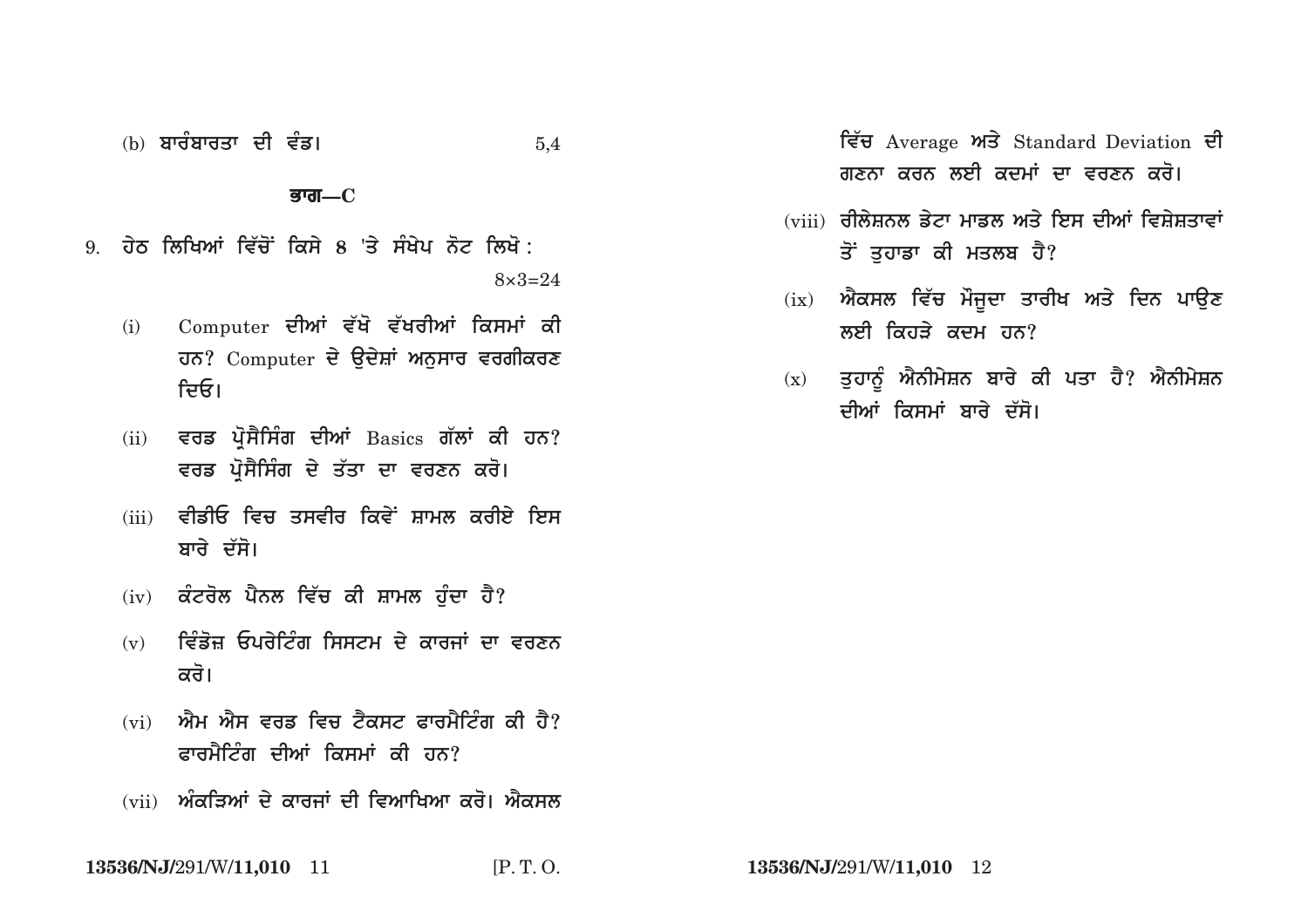(b) ਬਾਰੰਬਾਰਤਾ ਦੀ ਵੰਡ। 5,4

**ਭਾਗ—C**

9. ਹੇਠ ਲਿਖਿਆਂ ਵਿੱਚੋਂ ਕਿਸੇ 8 'ਤੇ ਸੰਖੇਪ ਨੋਟ ਲਿਖੋ : $8\times3=24$

   (i) Computer ਦੀਆਂ ਵੱਖੋ ਵੱਖਰੀਆਂ ਕਿਸਮਾਂ ਕੀ ਹਨ? Computer ਦੇ ਉਦੇਸ਼ਾਂ ਅਨੁਸਾਰ ਵਰਗੀਕਰਣ ਦਿਓ।

   (ii) ਵਰਡ ਪ੍ਰੋਸੈਸਿੰਗ ਦੀਆਂ Basics ਗੱਲਾਂ ਕੀ ਹਨ? ਵਰਡ ਪ੍ਰੋਸੈਸਿੰਗ ਦੇ ਤੱਤਾ ਦਾ ਵਰਣਨ ਕਰੋ।

   (iii) ਵੀਡੀਓ ਵਿਚ ਤਸਵੀਰ ਕਿਵੇਂ ਸ਼ਾਮਲ ਕਰੀਏ ਇਸ ਬਾਰੇ ਦੱਸੋ।

   (iv) ਕੰਟਰੋਲ ਪੈਨਲ ਵਿੱਚ ਕੀ ਸ਼ਾਮਲ ਹੁੰਦਾ ਹੈ?

   (v) ਵਿੰਡੋਜ਼ ਓਪਰੇਟਿੰਗ ਸਿਸਟਮ ਦੇ ਕਾਰਜਾਂ ਦਾ ਵਰਣਨ ਕਰੋ।

   (vi) ਐਮ ਐਸ ਵਰਡ ਵਿਚ ਟੈਕਸਟ ਫਾਰਮੈਟਿੰਗ ਕੀ ਹੈ? ਫਾਰਮੈਟਿੰਗ ਦੀਆਂ ਕਿਸਮਾਂ ਕੀ ਹਨ?

   (vii) ਅੰਕੜਿਆਂ ਦੇ ਕਾਰਜਾਂ ਦੀ ਵਿਆਖਿਆ ਕਰੋ। ਐਕਸਲ ਵਿੱਚ Average ਅਤੇ Standard Deviation ਦੀ ਗਣਨਾ ਕਰਨ ਲਈ ਕਦਮਾਂ ਦਾ ਵਰਣਨ ਕਰੋ।

   (viii) ਰੀਲੇਸ਼ਨਲ ਡੇਟਾ ਮਾਡਲ ਅਤੇ ਇਸ ਦੀਆਂ ਵਿਸ਼ੇਸ਼ਤਾਵਾਂ ਤੋਂ ਤੁਹਾਡਾ ਕੀ ਮਤਲਬ ਹੈ?

   (ix) ਐਕਸਲ ਵਿੱਚ ਮੌਜੂਦਾ ਤਾਰੀਖ ਅਤੇ ਦਿਨ ਪਾਉਣ ਲਈ ਕਿਹੜੇ ਕਦਮ ਹਨ?

   (x) ਤੁਹਾਨੂੰ ਐਨੀਮੇਸ਼ਨ ਬਾਰੇ ਕੀ ਪਤਾ ਹੈ? ਐਨੀਮੇਸ਼ਨ ਦੀਆਂ ਕਿਸਮਾਂ ਬਾਰੇ ਦੱਸੋ।